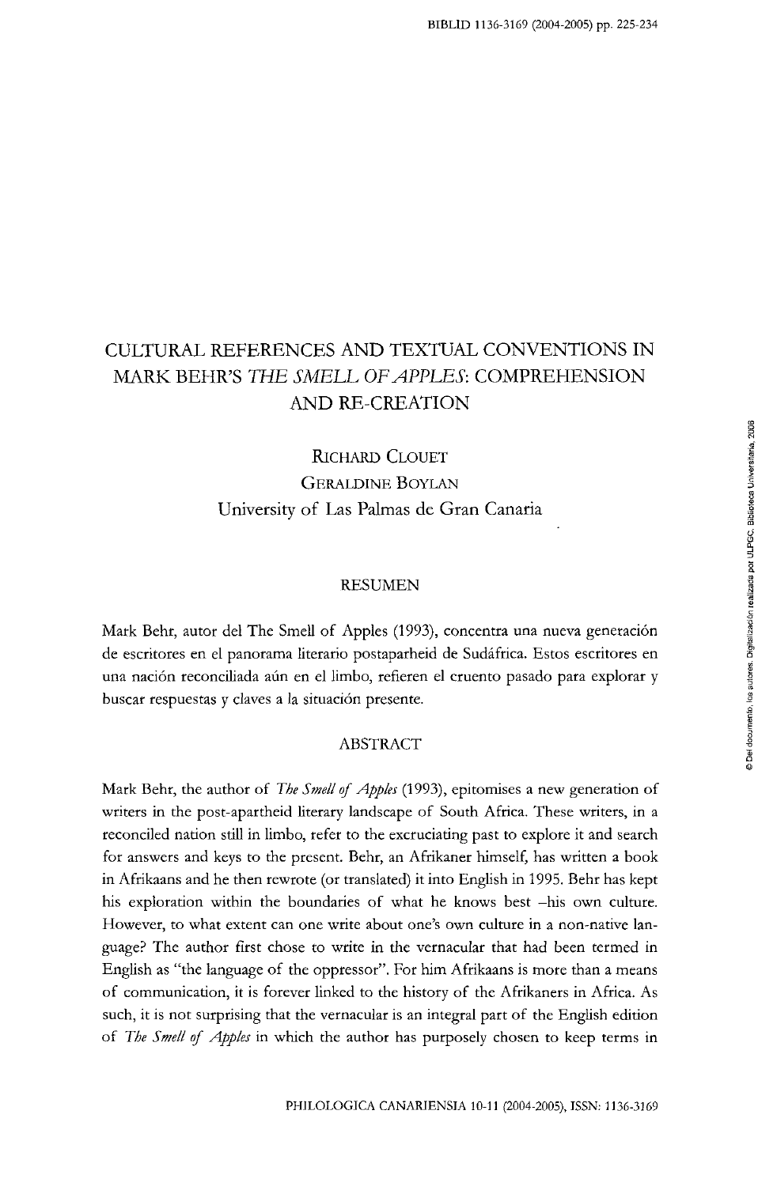# CULTURAL REFERENCES AND TEXTUAL CONVENTIONS IN MARK BEHR'S *THE SMELL OF APPLES*: COMPREHENSION AND RE-CREATION

RICHARD CLOUET
GERALDINE BOYLAN
University of Las Palmas de Gran Canaria

## RESUMEN

Mark Behr, autor del The Smell of Apples (1993), concentra una nueva generación de escritores en el panorama literario postaparheid de Sudáfrica. Estos escritores en una nación reconciliada aún en el limbo, refieren el cruento pasado para explorar y buscar respuestas y claves a la situación presente.

## ABSTRACT

Mark Behr, the author of *The Smell of Apples* (1993), epitomises a new generation of writers in the post-apartheid literary landscape of South Africa. These writers, in a reconciled nation still in limbo, refer to the excruciating past to explore it and search for answers and keys to the present. Behr, an Afrikaner himself, has written a book in Afrikaans and he then rewrote (or translated) it into English in 1995. Behr has kept his exploration within the boundaries of what he knows best –his own culture. However, to what extent can one write about one's own culture in a non-native language? The author first chose to write in the vernacular that had been termed in English as "the language of the oppressor". For him Afrikaans is more than a means of communication, it is forever linked to the history of the Afrikaners in Africa. As such, it is not surprising that the vernacular is an integral part of the English edition of *The Smell of Apples* in which the author has purposely chosen to keep terms in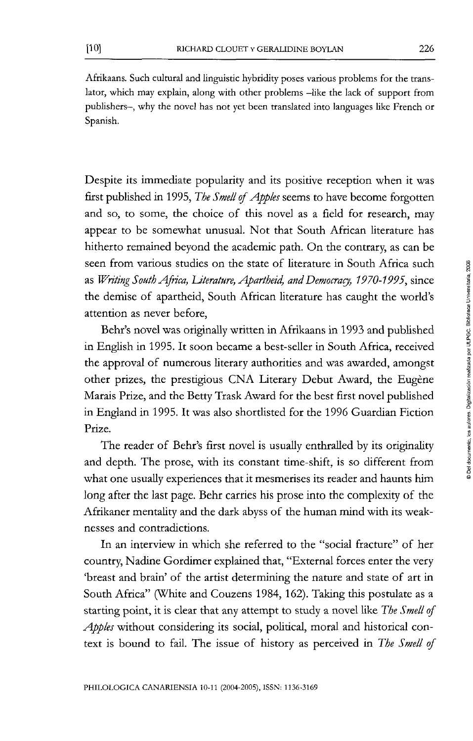Afrikaans. Such cultural and linguistic hybridity poses various problems for the translator, which may explain, along with other problems –like the lack of support from publishers–, why the novel has not yet been translated into languages like French or Spanish.

Despite its immediate popularity and its positive reception when it was first published in 1995, *The Smell of Apples* seems to have become forgotten and so, to some, the choice of this novel as a field for research, may appear to be somewhat unusual. Not that South African literature has hitherto remained beyond the academic path. On the contrary, as can be seen from various studies on the state of literature in South Africa such as *Writing South Africa, Literature, Apartheid, and Democracy, 1970-1995*, since the demise of apartheid, South African literature has caught the world's attention as never before,

Behr's novel was originally written in Afrikaans in 1993 and published in English in 1995. It soon became a best-seller in South Africa, received the approval of numerous literary authorities and was awarded, amongst other prizes, the prestigious CNA Literary Debut Award, the Eugène Marais Prize, and the Betty Trask Award for the best first novel published in England in 1995. It was also shortlisted for the 1996 Guardian Fiction Prize.

The reader of Behr's first novel is usually enthralled by its originality and depth. The prose, with its constant time-shift, is so different from what one usually experiences that it mesmerises its reader and haunts him long after the last page. Behr carries his prose into the complexity of the Afrikaner mentality and the dark abyss of the human mind with its weaknesses and contradictions.

In an interview in which she referred to the "social fracture" of her country, Nadine Gordimer explained that, "External forces enter the very 'breast and brain' of the artist determining the nature and state of art in South Africa" (White and Couzens 1984, 162). Taking this postulate as a starting point, it is clear that any attempt to study a novel like *The Smell of Apples* without considering its social, political, moral and historical context is bound to fail. The issue of history as perceived in *The Smell of*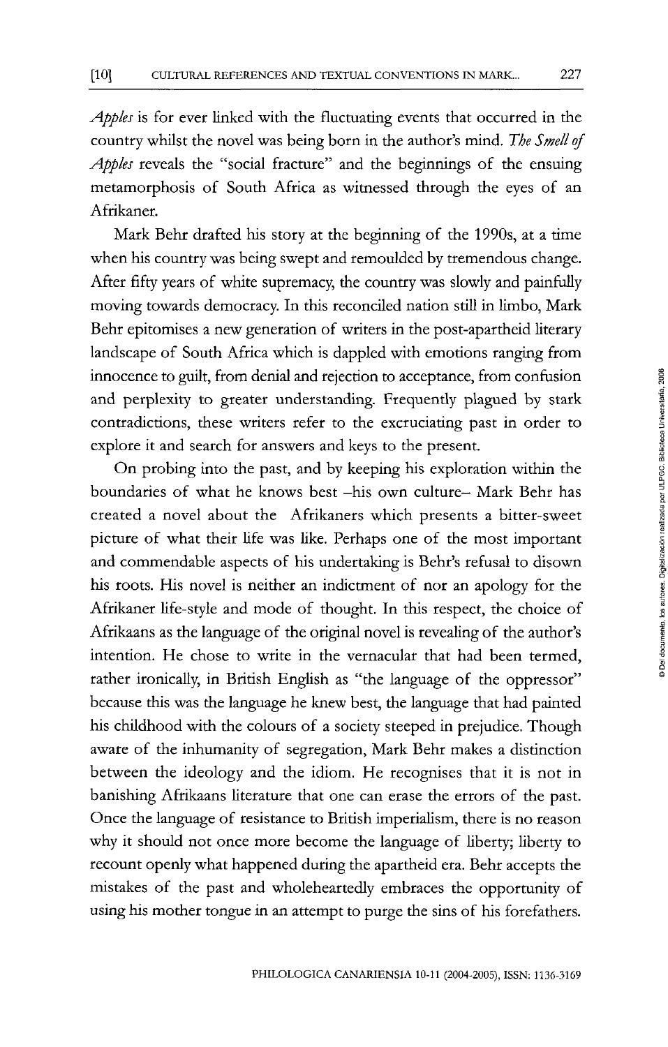*Apples* is for ever linked with the fluctuating events that occurred in the country whilst the novel was being born in the author's mind. *The Smell of Apples* reveals the "social fracture" and the beginnings of the ensuing metamorphosis of South Africa as witnessed through the eyes of an Afrikaner.

Mark Behr drafted his story at the beginning of the 1990s, at a time when his country was being swept and remoulded by tremendous change. After fifty years of white supremacy, the country was slowly and painfully moving towards democracy. In this reconciled nation still in limbo, Mark Behr epitomises a new generation of writers in the post-apartheid literary landscape of South Africa which is dappled with emotions ranging from innocence to guilt, from denial and rejection to acceptance, from confusion and perplexity to greater understanding. Frequently plagued by stark contradictions, these writers refer to the excruciating past in order to explore it and search for answers and keys to the present.

On probing into the past, and by keeping his exploration within the boundaries of what he knows best –his own culture– Mark Behr has created a novel about the Afrikaners which presents a bitter-sweet picture of what their life was like. Perhaps one of the most important and commendable aspects of his undertaking is Behr's refusal to disown his roots. His novel is neither an indictment of nor an apology for the Afrikaner life-style and mode of thought. In this respect, the choice of Afrikaans as the language of the original novel is revealing of the author's intention. He chose to write in the vernacular that had been termed, rather ironically, in British English as "the language of the oppressor" because this was the language he knew best, the language that had painted his childhood with the colours of a society steeped in prejudice. Though aware of the inhumanity of segregation, Mark Behr makes a distinction between the ideology and the idiom. He recognises that it is not in banishing Afrikaans literature that one can erase the errors of the past. Once the language of resistance to British imperialism, there is no reason why it should not once more become the language of liberty; liberty to recount openly what happened during the apartheid era. Behr accepts the mistakes of the past and wholeheartedly embraces the opportunity of using his mother tongue in an attempt to purge the sins of his forefathers.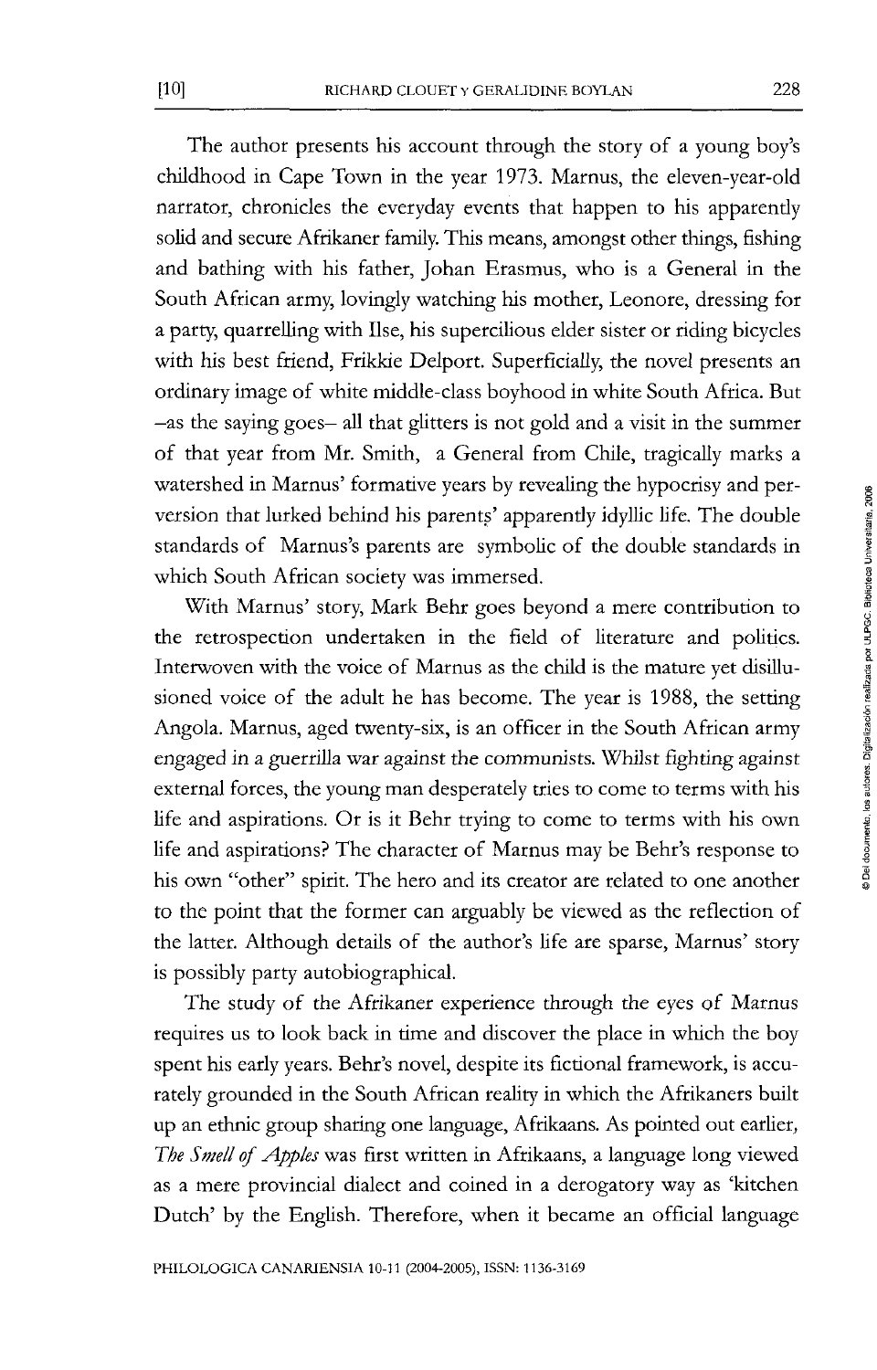The author presents his account through the story of a young boy's childhood in Cape Town in the year 1973. Marnus, the eleven-year-old narrator, chronicles the everyday events that happen to his apparently solid and secure Afrikaner family. This means, amongst other things, fishing and bathing with his father, Johan Erasmus, who is a General in the South African army, lovingly watching his mother, Leonore, dressing for a party, quarrelling with Ilse, his supercilious elder sister or riding bicycles with his best friend, Frikkie Delport. Superficially, the novel presents an ordinary image of white middle-class boyhood in white South Africa. But –as the saying goes– all that glitters is not gold and a visit in the summer of that year from Mr. Smith, a General from Chile, tragically marks a watershed in Marnus' formative years by revealing the hypocrisy and perversion that lurked behind his parents' apparently idyllic life. The double standards of Marnus's parents are symbolic of the double standards in which South African society was immersed.

With Marnus' story, Mark Behr goes beyond a mere contribution to the retrospection undertaken in the field of literature and politics. Interwoven with the voice of Marnus as the child is the mature yet disillusioned voice of the adult he has become. The year is 1988, the setting Angola. Marnus, aged twenty-six, is an officer in the South African army engaged in a guerrilla war against the communists. Whilst fighting against external forces, the young man desperately tries to come to terms with his life and aspirations. Or is it Behr trying to come to terms with his own life and aspirations? The character of Marnus may be Behr's response to his own "other" spirit. The hero and its creator are related to one another to the point that the former can arguably be viewed as the reflection of the latter. Although details of the author's life are sparse, Marnus' story is possibly party autobiographical.

The study of the Afrikaner experience through the eyes of Marnus requires us to look back in time and discover the place in which the boy spent his early years. Behr's novel, despite its fictional framework, is accurately grounded in the South African reality in which the Afrikaners built up an ethnic group sharing one language, Afrikaans. As pointed out earlier, *The Smell of Apples* was first written in Afrikaans, a language long viewed as a mere provincial dialect and coined in a derogatory way as 'kitchen Dutch' by the English. Therefore, when it became an official language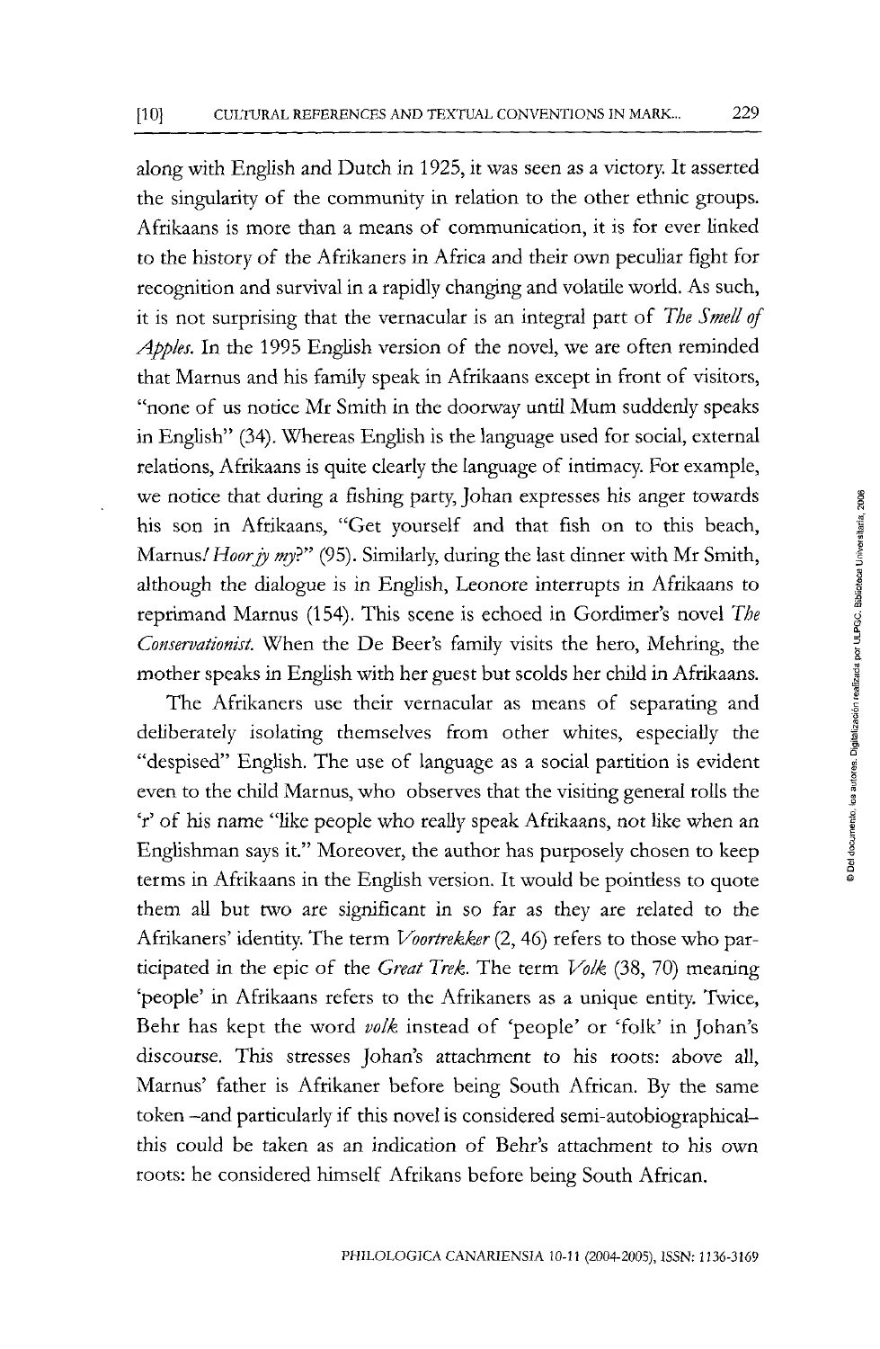along with English and Dutch in 1925, it was seen as a victory. It asserted the singularity of the community in relation to the other ethnic groups. Afrikaans is more than a means of communication, it is for ever linked to the history of the Afrikaners in Africa and their own peculiar fight for recognition and survival in a rapidly changing and volatile world. As such, it is not surprising that the vernacular is an integral part of *The Smell of Apples*. In the 1995 English version of the novel, we are often reminded that Marnus and his family speak in Afrikaans except in front of visitors, "none of us notice Mr Smith in the doorway until Mum suddenly speaks in English" (34). Whereas English is the language used for social, external relations, Afrikaans is quite clearly the language of intimacy. For example, we notice that during a fishing party, Johan expresses his anger towards his son in Afrikaans, "Get yourself and that fish on to this beach, Marnus! *Hoor jy my*?" (95). Similarly, during the last dinner with Mr Smith, although the dialogue is in English, Leonore interrupts in Afrikaans to reprimand Marnus (154). This scene is echoed in Gordimer's novel *The Conservationist*. When the De Beer's family visits the hero, Mehring, the mother speaks in English with her guest but scolds her child in Afrikaans.

The Afrikaners use their vernacular as means of separating and deliberately isolating themselves from other whites, especially the "despised" English. The use of language as a social partition is evident even to the child Marnus, who observes that the visiting general rolls the 'r' of his name "like people who really speak Afrikaans, not like when an Englishman says it." Moreover, the author has purposely chosen to keep terms in Afrikaans in the English version. It would be pointless to quote them all but two are significant in so far as they are related to the Afrikaners' identity. The term *Voortrekker* (2, 46) refers to those who participated in the epic of the *Great Trek*. The term *Volk* (38, 70) meaning 'people' in Afrikaans refers to the Afrikaners as a unique entity. Twice, Behr has kept the word *volk* instead of 'people' or 'folk' in Johan's discourse. This stresses Johan's attachment to his roots: above all, Marnus' father is Afrikaner before being South African. By the same token –and particularly if this novel is considered semi-autobiographical– this could be taken as an indication of Behr's attachment to his own roots: he considered himself Afrikans before being South African.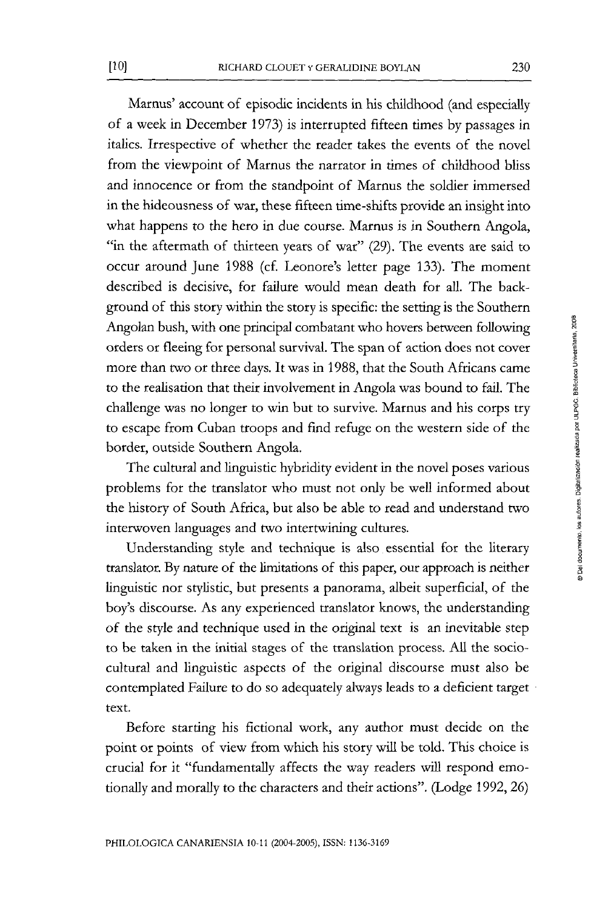Marnus' account of episodic incidents in his childhood (and especially of a week in December 1973) is interrupted fifteen times by passages in italics. Irrespective of whether the reader takes the events of the novel from the viewpoint of Marnus the narrator in times of childhood bliss and innocence or from the standpoint of Marnus the soldier immersed in the hideousness of war, these fifteen time-shifts provide an insight into what happens to the hero in due course. Marnus is in Southern Angola, "in the aftermath of thirteen years of war" (29). The events are said to occur around June 1988 (cf. Leonore's letter page 133). The moment described is decisive, for failure would mean death for all. The background of this story within the story is specific: the setting is the Southern Angolan bush, with one principal combatant who hovers between following orders or fleeing for personal survival. The span of action does not cover more than two or three days. It was in 1988, that the South Africans came to the realisation that their involvement in Angola was bound to fail. The challenge was no longer to win but to survive. Marnus and his corps try to escape from Cuban troops and find refuge on the western side of the border, outside Southern Angola.

The cultural and linguistic hybridity evident in the novel poses various problems for the translator who must not only be well informed about the history of South Africa, but also be able to read and understand two interwoven languages and two intertwining cultures.

Understanding style and technique is also essential for the literary translator. By nature of the limitations of this paper, our approach is neither linguistic nor stylistic, but presents a panorama, albeit superficial, of the boy's discourse. As any experienced translator knows, the understanding of the style and technique used in the original text is an inevitable step to be taken in the initial stages of the translation process. All the socio-cultural and linguistic aspects of the original discourse must also be contemplated Failure to do so adequately always leads to a deficient target text.

Before starting his fictional work, any author must decide on the point or points of view from which his story will be told. This choice is crucial for it "fundamentally affects the way readers will respond emotionally and morally to the characters and their actions". (Lodge 1992, 26)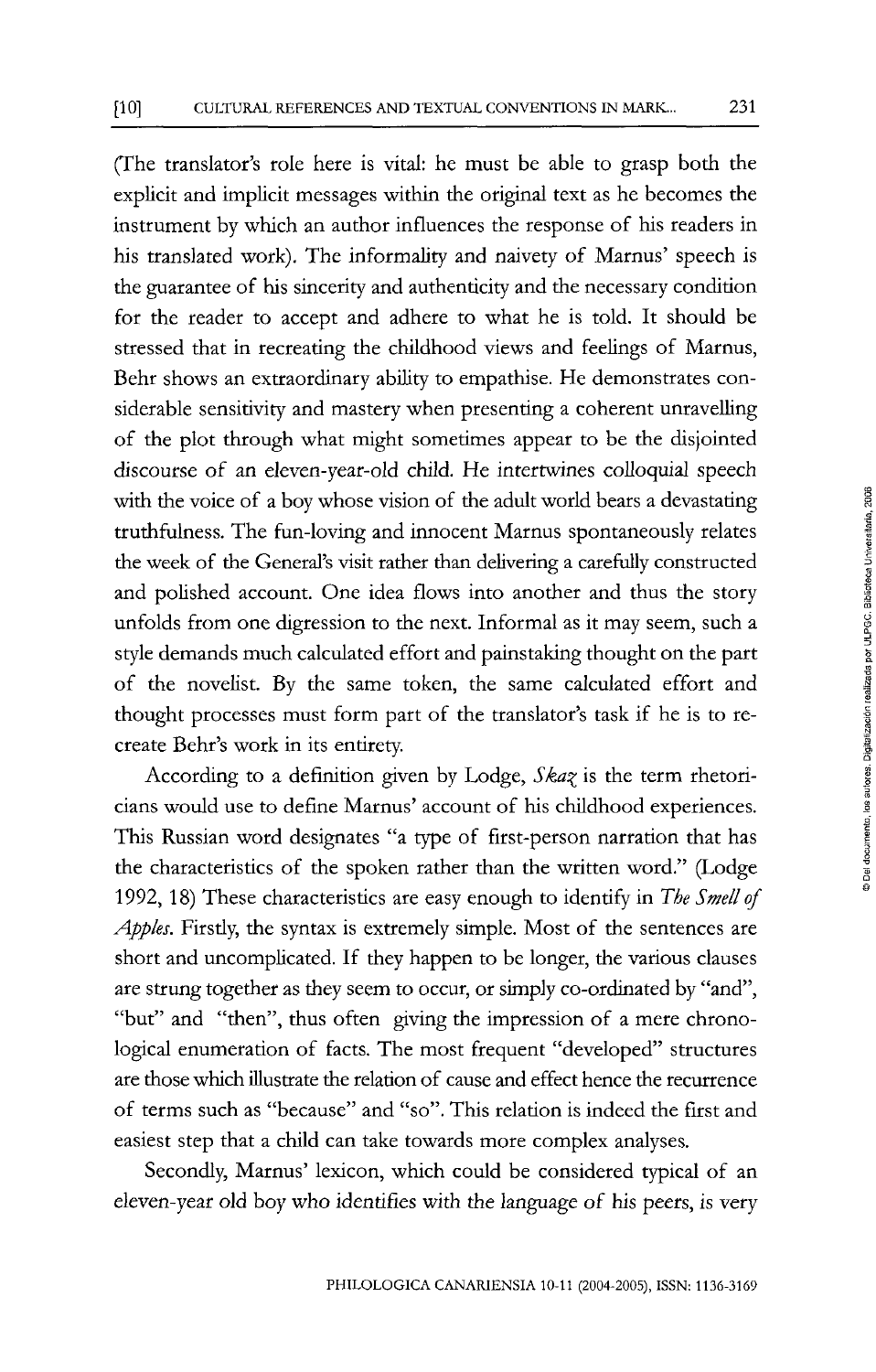(The translator's role here is vital: he must be able to grasp both the explicit and implicit messages within the original text as he becomes the instrument by which an author influences the response of his readers in his translated work). The informality and naivety of Marnus' speech is the guarantee of his sincerity and authenticity and the necessary condition for the reader to accept and adhere to what he is told. It should be stressed that in recreating the childhood views and feelings of Marnus, Behr shows an extraordinary ability to empathise. He demonstrates considerable sensitivity and mastery when presenting a coherent unravelling of the plot through what might sometimes appear to be the disjointed discourse of an eleven-year-old child. He intertwines colloquial speech with the voice of a boy whose vision of the adult world bears a devastating truthfulness. The fun-loving and innocent Marnus spontaneously relates the week of the General's visit rather than delivering a carefully constructed and polished account. One idea flows into another and thus the story unfolds from one digression to the next. Informal as it may seem, such a style demands much calculated effort and painstaking thought on the part of the novelist. By the same token, the same calculated effort and thought processes must form part of the translator's task if he is to recreate Behr's work in its entirety.

According to a definition given by Lodge, *Skaz* is the term rhetoricians would use to define Marnus' account of his childhood experiences. This Russian word designates "a type of first-person narration that has the characteristics of the spoken rather than the written word." (Lodge 1992, 18) These characteristics are easy enough to identify in *The Smell of Apples*. Firstly, the syntax is extremely simple. Most of the sentences are short and uncomplicated. If they happen to be longer, the various clauses are strung together as they seem to occur, or simply co-ordinated by "and", "but" and "then", thus often giving the impression of a mere chronological enumeration of facts. The most frequent "developed" structures are those which illustrate the relation of cause and effect hence the recurrence of terms such as "because" and "so". This relation is indeed the first and easiest step that a child can take towards more complex analyses.

Secondly, Marnus' lexicon, which could be considered typical of an eleven-year old boy who identifies with the language of his peers, is very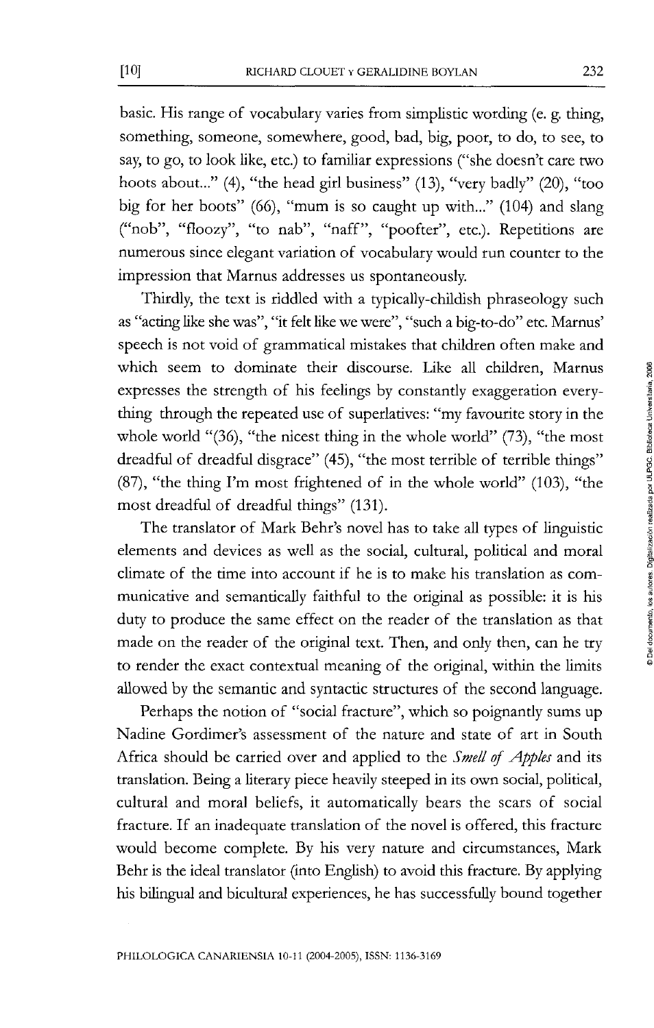basic. His range of vocabulary varies from simplistic wording (e. g. thing, something, someone, somewhere, good, bad, big, poor, to do, to see, to say, to go, to look like, etc.) to familiar expressions ("she doesn't care two hoots about..." (4), "the head girl business" (13), "very badly" (20), "too big for her boots" (66), "mum is so caught up with..." (104) and slang ("nob", "floozy", "to nab", "naff", "poofter", etc.). Repetitions are numerous since elegant variation of vocabulary would run counter to the impression that Marnus addresses us spontaneously.

Thirdly, the text is riddled with a typically-childish phraseology such as "acting like she was", "it felt like we were", "such a big-to-do" etc. Marnus' speech is not void of grammatical mistakes that children often make and which seem to dominate their discourse. Like all children, Marnus expresses the strength of his feelings by constantly exaggeration everything through the repeated use of superlatives: "my favourite story in the whole world "(36), "the nicest thing in the whole world" (73), "the most dreadful of dreadful disgrace" (45), "the most terrible of terrible things" (87), "the thing I'm most frightened of in the whole world" (103), "the most dreadful of dreadful things" (131).

The translator of Mark Behr's novel has to take all types of linguistic elements and devices as well as the social, cultural, political and moral climate of the time into account if he is to make his translation as communicative and semantically faithful to the original as possible: it is his duty to produce the same effect on the reader of the translation as that made on the reader of the original text. Then, and only then, can he try to render the exact contextual meaning of the original, within the limits allowed by the semantic and syntactic structures of the second language.

Perhaps the notion of "social fracture", which so poignantly sums up Nadine Gordimer's assessment of the nature and state of art in South Africa should be carried over and applied to the *Smell of Apples* and its translation. Being a literary piece heavily steeped in its own social, political, cultural and moral beliefs, it automatically bears the scars of social fracture. If an inadequate translation of the novel is offered, this fracture would become complete. By his very nature and circumstances, Mark Behr is the ideal translator (into English) to avoid this fracture. By applying his bilingual and bicultural experiences, he has successfully bound together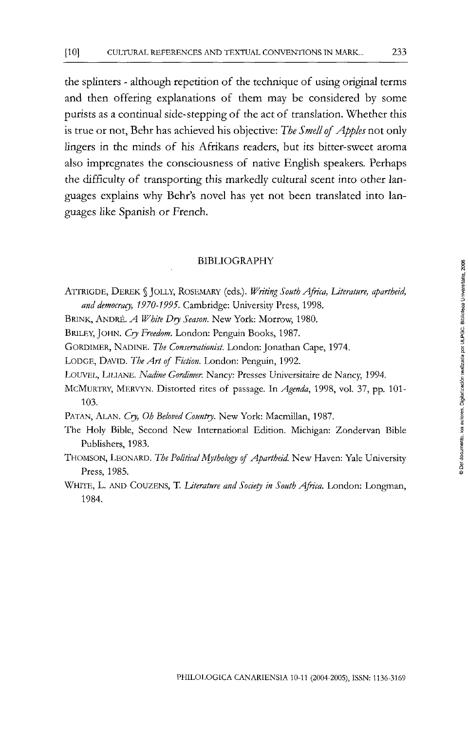the splinters - although repetition of the technique of using original terms and then offering explanations of them may be considered by some purists as a continual side-stepping of the act of translation. Whether this is true or not, Behr has achieved his objective: *The Smell of Apples* not only lingers in the minds of his Afrikans readers, but its bitter-sweet aroma also impregnates the consciousness of native English speakers. Perhaps the difficulty of transporting this markedly cultural scent into other languages explains why Behr's novel has yet not been translated into languages like Spanish or French.

## BIBLIOGRAPHY

ATTRIGDE, DEREK § JOLLY, ROSEMARY (eds.). *Writing South Africa, Literature, apartheid, and democracy, 1970-1995*. Cambridge: University Press, 1998.

BRINK, ANDRÉ. *A White Dry Season*. New York: Morrow, 1980.

BRILEY, JOHN. *Cry Freedom*. London: Penguin Books, 1987.

GORDIMER, NADINE. *The Conservationist*. London: Jonathan Cape, 1974.

LODGE, DAVID. *The Art of Fiction*. London: Penguin, 1992.

LOUVEL, LILIANE. *Nadine Gordimer*. Nancy: Presses Universitaire de Nancy, 1994.

MCMURTRY, MERVYN. Distorted rites of passage. In *Agenda*, 1998, vol. 37, pp. 101-103.

PATAN, ALAN. *Cry, Oh Beloved Country*. New York: Macmillan, 1987.

The Holy Bible, Second New International Edition. Michigan: Zondervan Bible Publishers, 1983.

THOMSON, LEONARD. *The Political Mythology of Apartheid*. New Haven: Yale University Press, 1985.

WHITE, L. AND COUZENS, T. *Literature and Society in South Africa*. London: Longman, 1984.